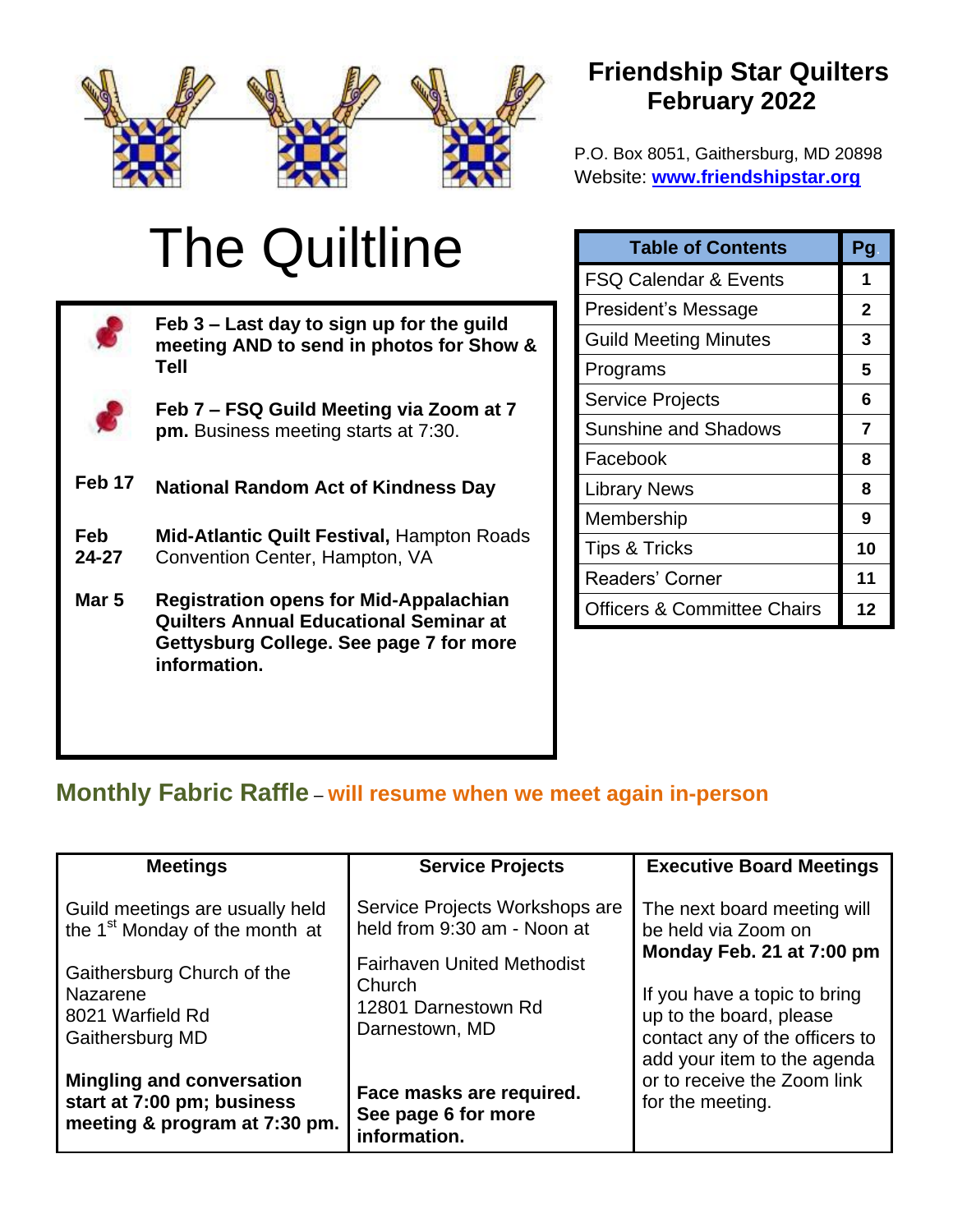# Friendship Star Quilters
## February 2022

P.O. Box 8051, Gaithersburg, MD 20898
Website: **www.friendshipstar.org**

# The Quiltline

**Feb 3 – Last day to sign up for the guild meeting AND to send in photos for Show & Tell**

**Feb 7 – FSQ Guild Meeting via Zoom at 7 pm.** Business meeting starts at 7:30.

**Feb 17** **National Random Act of Kindness Day**

**Feb 24-27** **Mid-Atlantic Quilt Festival,** Hampton Roads Convention Center, Hampton, VA

**Mar 5** **Registration opens for Mid-Appalachian Quilters Annual Educational Seminar at Gettysburg College. See page 7 for more information.**

| Table of Contents | Pg. |
|---|---|
| FSQ Calendar & Events | 1 |
| President's Message | 2 |
| Guild Meeting Minutes | 3 |
| Programs | 5 |
| Service Projects | 6 |
| Sunshine and Shadows | 7 |
| Facebook | 8 |
| Library News | 8 |
| Membership | 9 |
| Tips & Tricks | 10 |
| Readers' Corner | 11 |
| Officers & Committee Chairs | 12 |

## Monthly Fabric Raffle – will resume when we meet again in-person

| Meetings | Service Projects | Executive Board Meetings |
|---|---|---|
| Guild meetings are usually held the 1st Monday of the month at<br><br>Gaithersburg Church of the Nazarene<br>8021 Warfield Rd<br>Gaithersburg MD<br><br>**Mingling and conversation start at 7:00 pm; business meeting & program at 7:30 pm.** | Service Projects Workshops are held from 9:30 am - Noon at<br><br>Fairhaven United Methodist Church<br>12801 Darnestown Rd<br>Darnestown, MD<br><br>**Face masks are required. See page 6 for more information.** | The next board meeting will be held via Zoom on **Monday Feb. 21 at 7:00 pm**<br><br>If you have a topic to bring up to the board, please contact any of the officers to add your item to the agenda or to receive the Zoom link for the meeting. |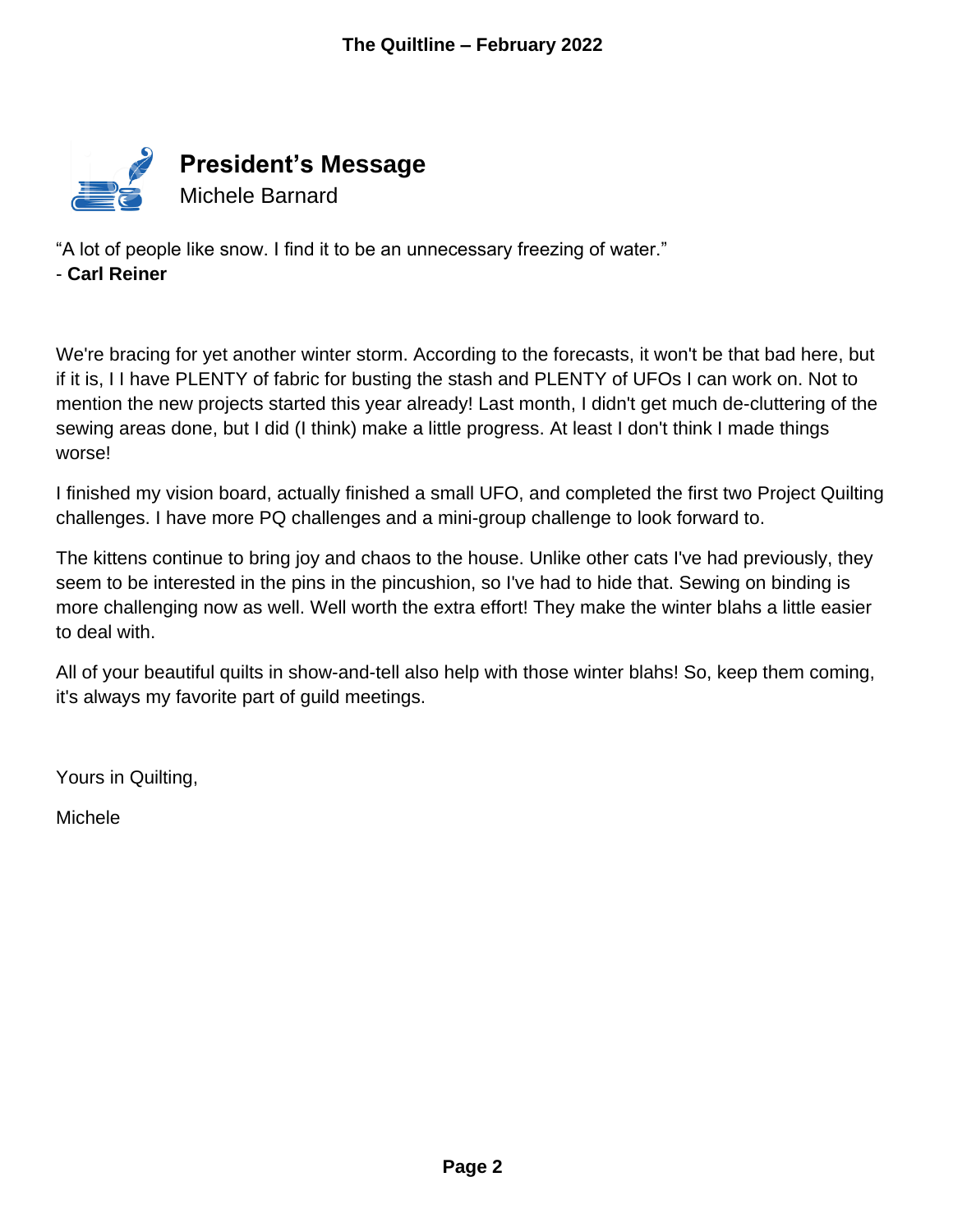## President's Message

Michele Barnard

"A lot of people like snow. I find it to be an unnecessary freezing of water."
- **Carl Reiner**

We're bracing for yet another winter storm. According to the forecasts, it won't be that bad here, but if it is, I I have PLENTY of fabric for busting the stash and PLENTY of UFOs I can work on. Not to mention the new projects started this year already! Last month, I didn't get much de-cluttering of the sewing areas done, but I did (I think) make a little progress. At least I don't think I made things worse!

I finished my vision board, actually finished a small UFO, and completed the first two Project Quilting challenges. I have more PQ challenges and a mini-group challenge to look forward to.

The kittens continue to bring joy and chaos to the house. Unlike other cats I've had previously, they seem to be interested in the pins in the pincushion, so I've had to hide that. Sewing on binding is more challenging now as well. Well worth the extra effort! They make the winter blahs a little easier to deal with.

All of your beautiful quilts in show-and-tell also help with those winter blahs! So, keep them coming, it's always my favorite part of guild meetings.

Yours in Quilting,

Michele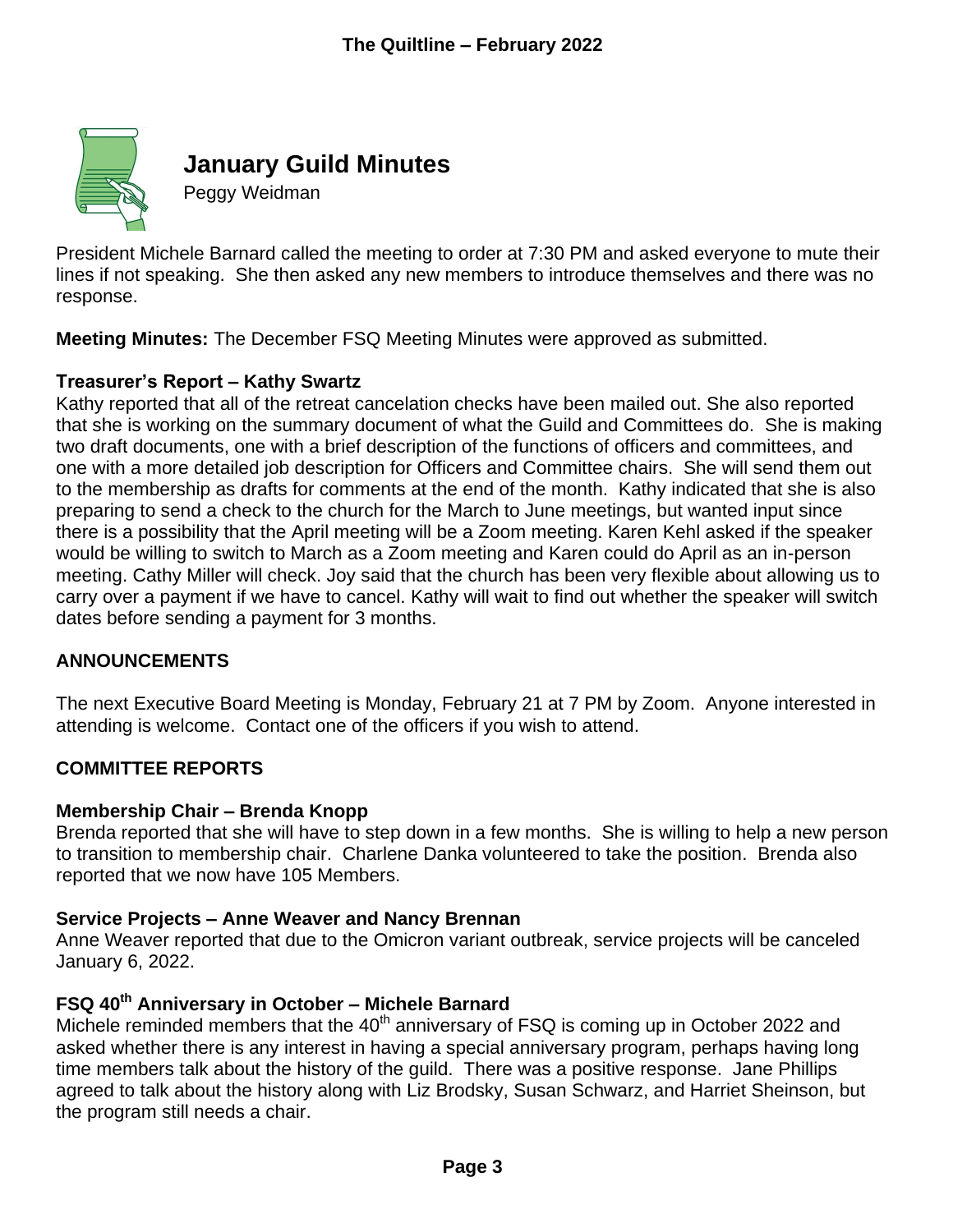# January Guild Minutes

Peggy Weidman

President Michele Barnard called the meeting to order at 7:30 PM and asked everyone to mute their lines if not speaking. She then asked any new members to introduce themselves and there was no response.

**Meeting Minutes:** The December FSQ Meeting Minutes were approved as submitted.

**Treasurer's Report – Kathy Swartz**

Kathy reported that all of the retreat cancelation checks have been mailed out. She also reported that she is working on the summary document of what the Guild and Committees do. She is making two draft documents, one with a brief description of the functions of officers and committees, and one with a more detailed job description for Officers and Committee chairs. She will send them out to the membership as drafts for comments at the end of the month. Kathy indicated that she is also preparing to send a check to the church for the March to June meetings, but wanted input since there is a possibility that the April meeting will be a Zoom meeting. Karen Kehl asked if the speaker would be willing to switch to March as a Zoom meeting and Karen could do April as an in-person meeting. Cathy Miller will check. Joy said that the church has been very flexible about allowing us to carry over a payment if we have to cancel. Kathy will wait to find out whether the speaker will switch dates before sending a payment for 3 months.

**ANNOUNCEMENTS**

The next Executive Board Meeting is Monday, February 21 at 7 PM by Zoom. Anyone interested in attending is welcome. Contact one of the officers if you wish to attend.

**COMMITTEE REPORTS**

**Membership Chair – Brenda Knopp**

Brenda reported that she will have to step down in a few months. She is willing to help a new person to transition to membership chair. Charlene Danka volunteered to take the position. Brenda also reported that we now have 105 Members.

**Service Projects – Anne Weaver and Nancy Brennan**

Anne Weaver reported that due to the Omicron variant outbreak, service projects will be canceled January 6, 2022.

**FSQ 40th Anniversary in October – Michele Barnard**

Michele reminded members that the 40th anniversary of FSQ is coming up in October 2022 and asked whether there is any interest in having a special anniversary program, perhaps having long time members talk about the history of the guild. There was a positive response. Jane Phillips agreed to talk about the history along with Liz Brodsky, Susan Schwarz, and Harriet Sheinson, but the program still needs a chair.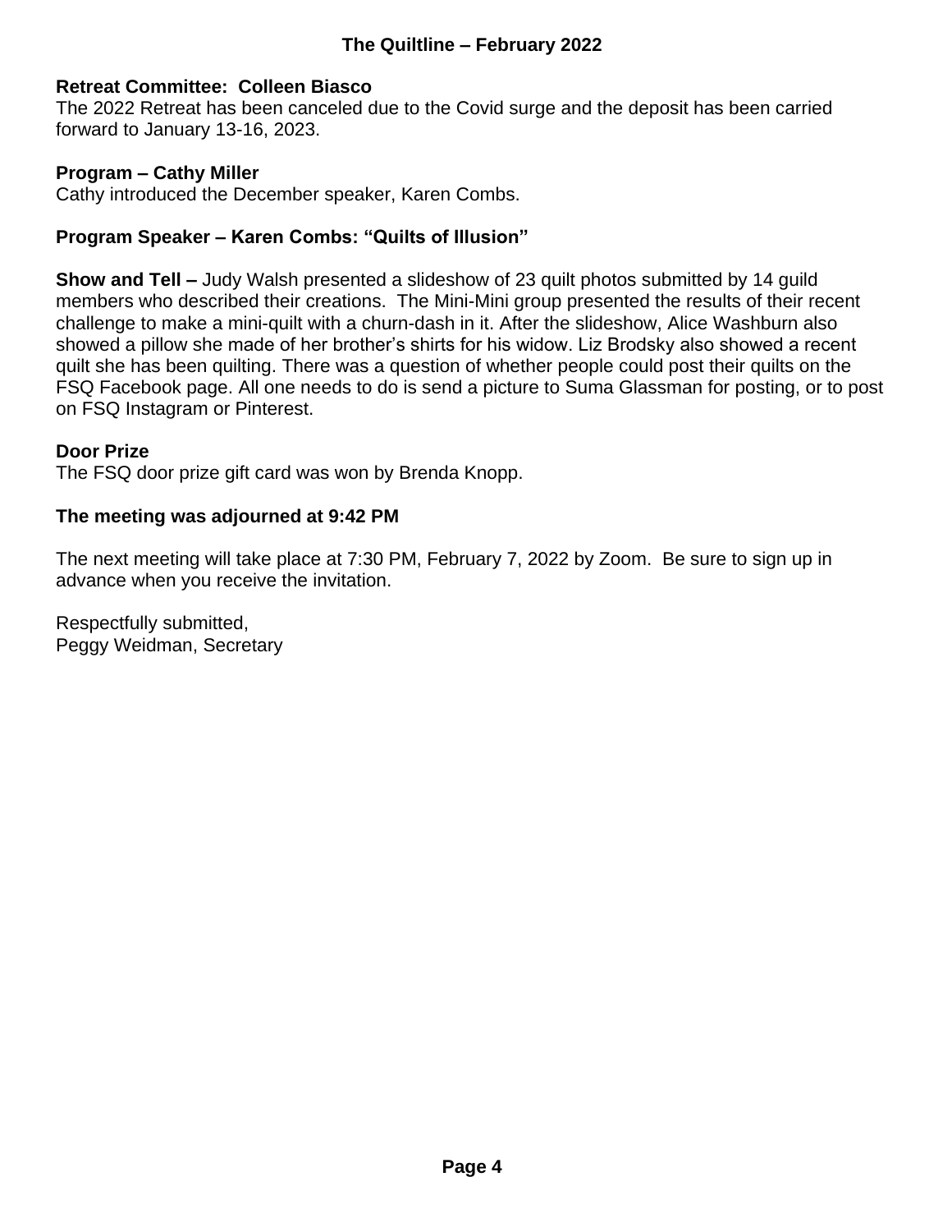**Retreat Committee: Colleen Biasco**
The 2022 Retreat has been canceled due to the Covid surge and the deposit has been carried forward to January 13-16, 2023.

**Program – Cathy Miller**
Cathy introduced the December speaker, Karen Combs.

**Program Speaker – Karen Combs: "Quilts of Illusion"**

**Show and Tell –** Judy Walsh presented a slideshow of 23 quilt photos submitted by 14 guild members who described their creations. The Mini-Mini group presented the results of their recent challenge to make a mini-quilt with a churn-dash in it. After the slideshow, Alice Washburn also showed a pillow she made of her brother's shirts for his widow. Liz Brodsky also showed a recent quilt she has been quilting. There was a question of whether people could post their quilts on the FSQ Facebook page. All one needs to do is send a picture to Suma Glassman for posting, or to post on FSQ Instagram or Pinterest.

**Door Prize**
The FSQ door prize gift card was won by Brenda Knopp.

**The meeting was adjourned at 9:42 PM**

The next meeting will take place at 7:30 PM, February 7, 2022 by Zoom. Be sure to sign up in advance when you receive the invitation.

Respectfully submitted,
Peggy Weidman, Secretary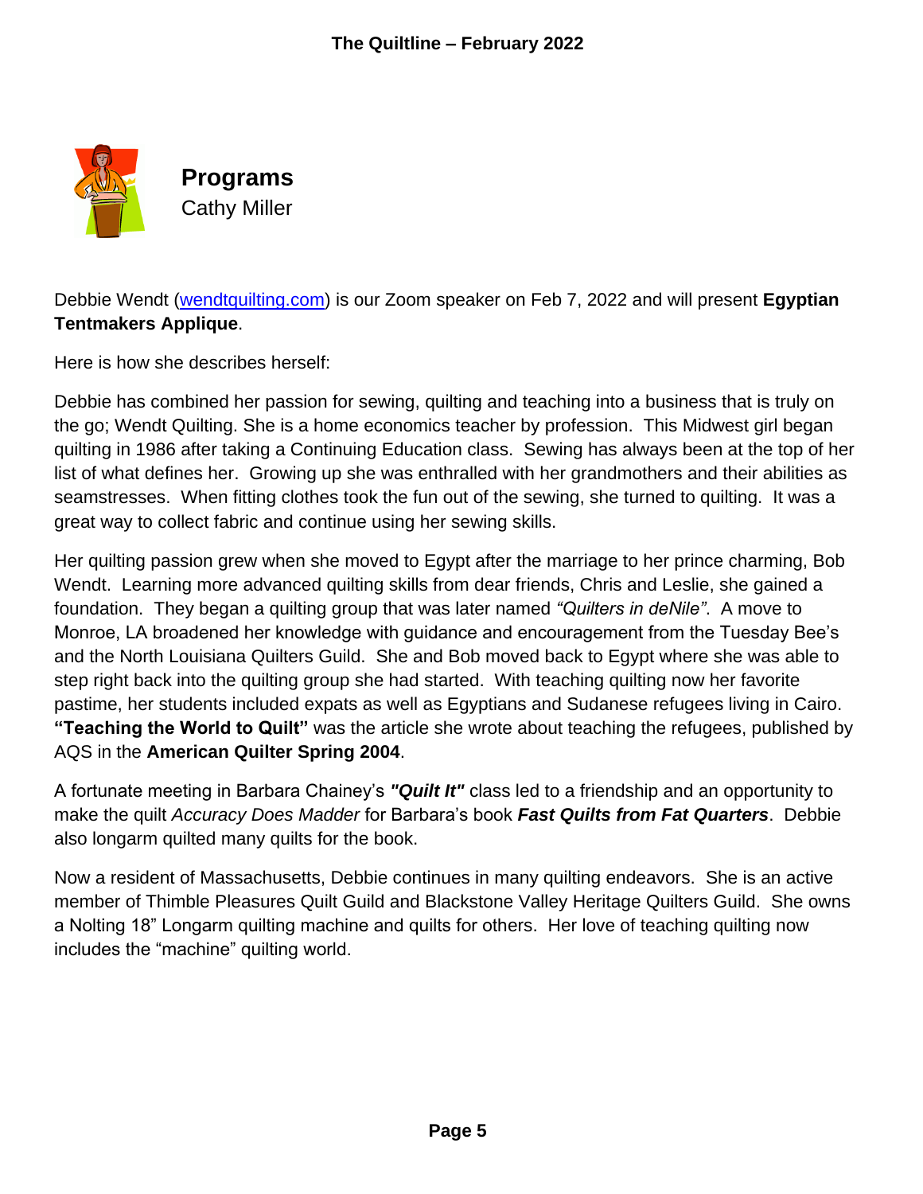## Programs

Cathy Miller

Debbie Wendt ([wendtquilting.com](wendtquilting.com)) is our Zoom speaker on Feb 7, 2022 and will present **Egyptian Tentmakers Applique**.

Here is how she describes herself:

Debbie has combined her passion for sewing, quilting and teaching into a business that is truly on the go; Wendt Quilting. She is a home economics teacher by profession. This Midwest girl began quilting in 1986 after taking a Continuing Education class. Sewing has always been at the top of her list of what defines her. Growing up she was enthralled with her grandmothers and their abilities as seamstresses. When fitting clothes took the fun out of the sewing, she turned to quilting. It was a great way to collect fabric and continue using her sewing skills.

Her quilting passion grew when she moved to Egypt after the marriage to her prince charming, Bob Wendt. Learning more advanced quilting skills from dear friends, Chris and Leslie, she gained a foundation. They began a quilting group that was later named *"Quilters in deNile"*. A move to Monroe, LA broadened her knowledge with guidance and encouragement from the Tuesday Bee's and the North Louisiana Quilters Guild. She and Bob moved back to Egypt where she was able to step right back into the quilting group she had started. With teaching quilting now her favorite pastime, her students included expats as well as Egyptians and Sudanese refugees living in Cairo. **"Teaching the World to Quilt"** was the article she wrote about teaching the refugees, published by AQS in the **American Quilter Spring 2004**.

A fortunate meeting in Barbara Chainey's ***"Quilt It"*** class led to a friendship and an opportunity to make the quilt *Accuracy Does Madder* for Barbara's book ***Fast Quilts from Fat Quarters***. Debbie also longarm quilted many quilts for the book.

Now a resident of Massachusetts, Debbie continues in many quilting endeavors. She is an active member of Thimble Pleasures Quilt Guild and Blackstone Valley Heritage Quilters Guild. She owns a Nolting 18" Longarm quilting machine and quilts for others. Her love of teaching quilting now includes the "machine" quilting world.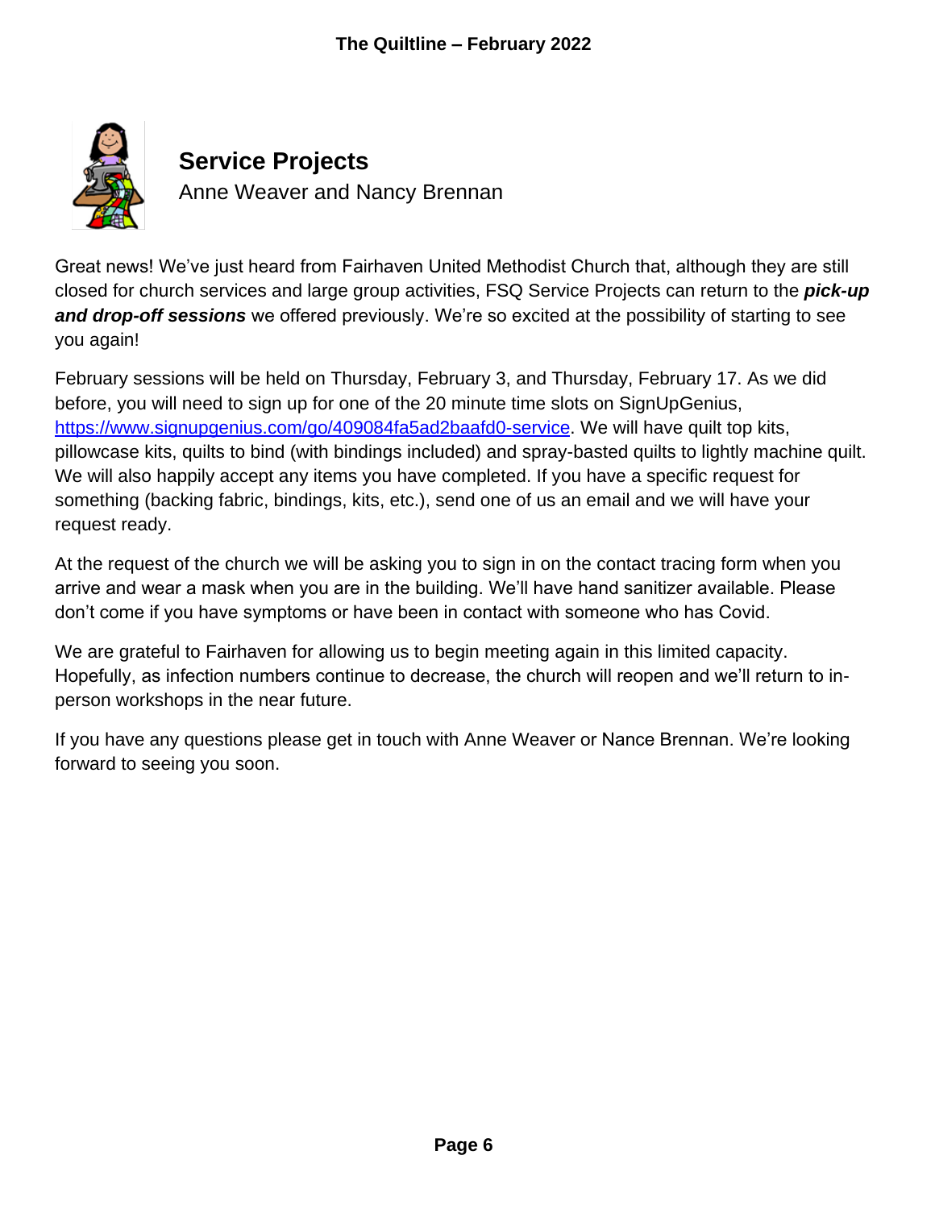## Service Projects

Anne Weaver and Nancy Brennan

Great news! We've just heard from Fairhaven United Methodist Church that, although they are still closed for church services and large group activities, FSQ Service Projects can return to the ***pick-up and drop-off sessions*** we offered previously. We're so excited at the possibility of starting to see you again!

February sessions will be held on Thursday, February 3, and Thursday, February 17. As we did before, you will need to sign up for one of the 20 minute time slots on SignUpGenius, https://www.signupgenius.com/go/409084fa5ad2baafd0-service. We will have quilt top kits, pillowcase kits, quilts to bind (with bindings included) and spray-basted quilts to lightly machine quilt. We will also happily accept any items you have completed. If you have a specific request for something (backing fabric, bindings, kits, etc.), send one of us an email and we will have your request ready.

At the request of the church we will be asking you to sign in on the contact tracing form when you arrive and wear a mask when you are in the building. We'll have hand sanitizer available. Please don't come if you have symptoms or have been in contact with someone who has Covid.

We are grateful to Fairhaven for allowing us to begin meeting again in this limited capacity. Hopefully, as infection numbers continue to decrease, the church will reopen and we'll return to in-person workshops in the near future.

If you have any questions please get in touch with Anne Weaver or Nance Brennan. We're looking forward to seeing you soon.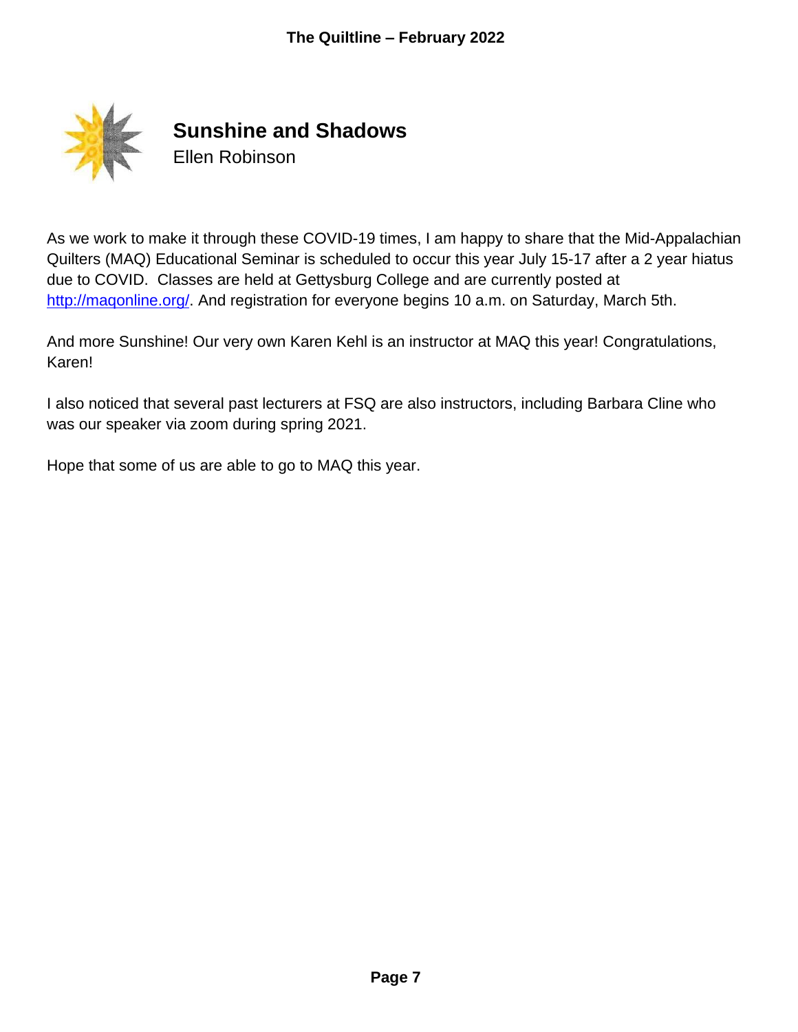## Sunshine and Shadows

Ellen Robinson

As we work to make it through these COVID-19 times, I am happy to share that the Mid-Appalachian Quilters (MAQ) Educational Seminar is scheduled to occur this year July 15-17 after a 2 year hiatus due to COVID. Classes are held at Gettysburg College and are currently posted at http://maqonline.org/. And registration for everyone begins 10 a.m. on Saturday, March 5th.

And more Sunshine! Our very own Karen Kehl is an instructor at MAQ this year! Congratulations, Karen!

I also noticed that several past lecturers at FSQ are also instructors, including Barbara Cline who was our speaker via zoom during spring 2021.

Hope that some of us are able to go to MAQ this year.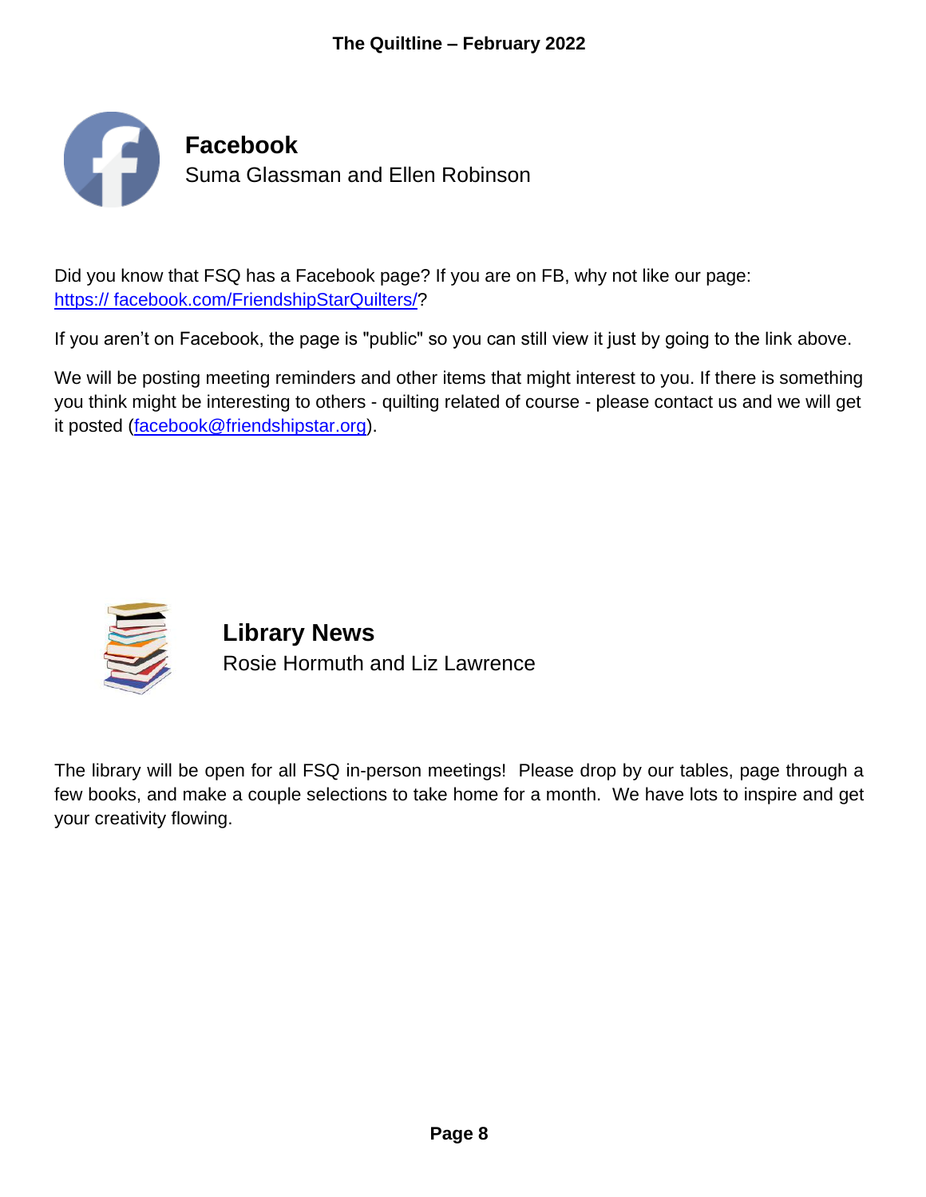## Facebook

Suma Glassman and Ellen Robinson

Did you know that FSQ has a Facebook page? If you are on FB, why not like our page: https:// facebook.com/FriendshipStarQuilters/?

If you aren't on Facebook, the page is "public" so you can still view it just by going to the link above.

We will be posting meeting reminders and other items that might interest to you. If there is something you think might be interesting to others - quilting related of course - please contact us and we will get it posted (facebook@friendshipstar.org).

## Library News

Rosie Hormuth and Liz Lawrence

The library will be open for all FSQ in-person meetings! Please drop by our tables, page through a few books, and make a couple selections to take home for a month. We have lots to inspire and get your creativity flowing.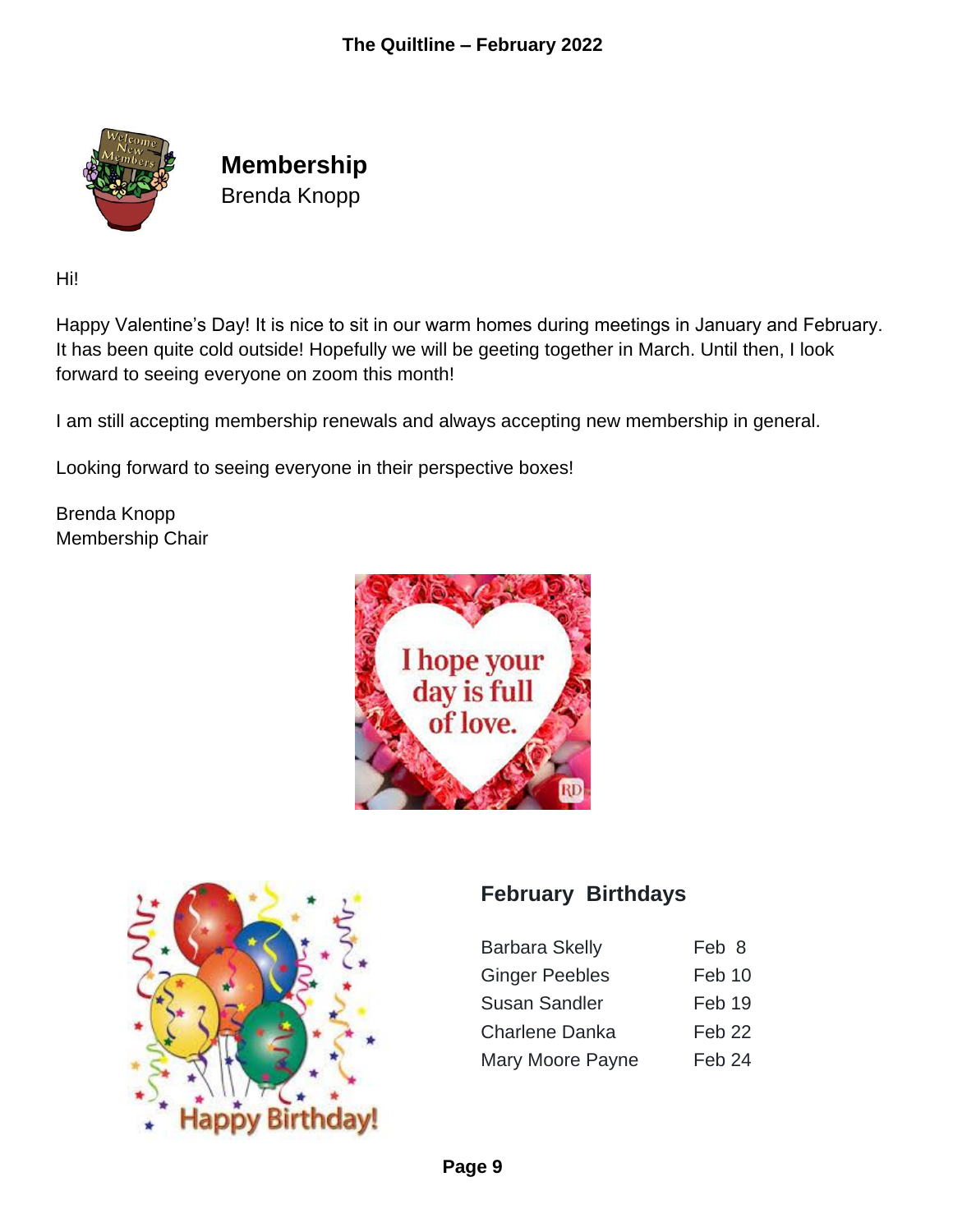## Membership

Brenda Knopp

Hi!

Happy Valentine's Day! It is nice to sit in our warm homes during meetings in January and February. It has been quite cold outside! Hopefully we will be geeting together in March. Until then, I look forward to seeing everyone on zoom this month!

I am still accepting membership renewals and always accepting new membership in general.

Looking forward to seeing everyone in their perspective boxes!

Brenda Knopp
Membership Chair

## February Birthdays

| | |
|---|---|
| Barbara Skelly | Feb 8 |
| Ginger Peebles | Feb 10 |
| Susan Sandler | Feb 19 |
| Charlene Danka | Feb 22 |
| Mary Moore Payne | Feb 24 |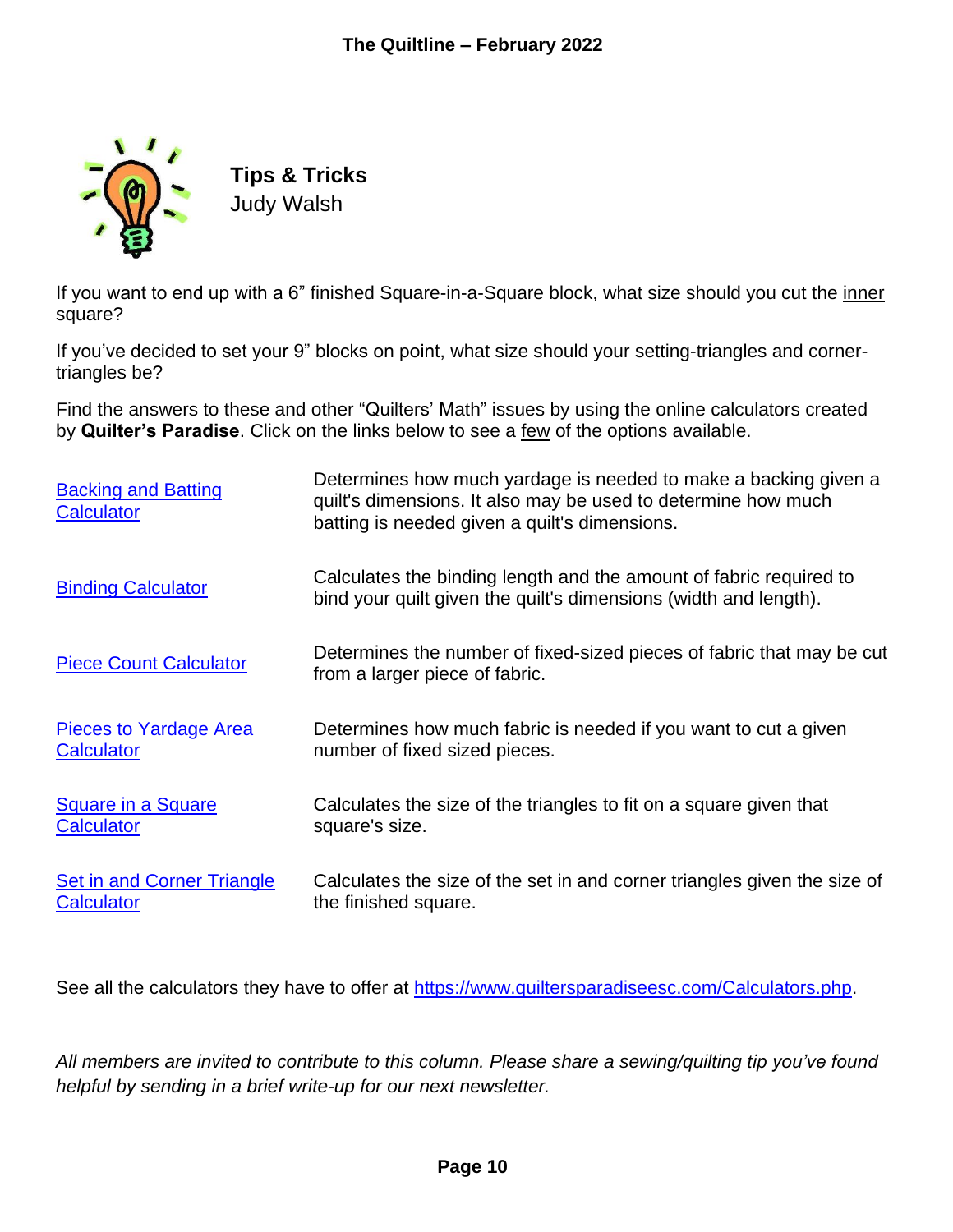## Tips & Tricks

Judy Walsh

If you want to end up with a 6" finished Square-in-a-Square block, what size should you cut the inner square?

If you've decided to set your 9" blocks on point, what size should your setting-triangles and corner-triangles be?

Find the answers to these and other "Quilters' Math" issues by using the online calculators created by **Quilter's Paradise**. Click on the links below to see a few of the options available.

| | |
|---|---|
| Backing and Batting Calculator | Determines how much yardage is needed to make a backing given a quilt's dimensions. It also may be used to determine how much batting is needed given a quilt's dimensions. |
| Binding Calculator | Calculates the binding length and the amount of fabric required to bind your quilt given the quilt's dimensions (width and length). |
| Piece Count Calculator | Determines the number of fixed-sized pieces of fabric that may be cut from a larger piece of fabric. |
| Pieces to Yardage Area Calculator | Determines how much fabric is needed if you want to cut a given number of fixed sized pieces. |
| Square in a Square Calculator | Calculates the size of the triangles to fit on a square given that square's size. |
| Set in and Corner Triangle Calculator | Calculates the size of the set in and corner triangles given the size of the finished square. |

See all the calculators they have to offer at https://www.quiltersparadiseesc.com/Calculators.php.

*All members are invited to contribute to this column. Please share a sewing/quilting tip you've found helpful by sending in a brief write-up for our next newsletter.*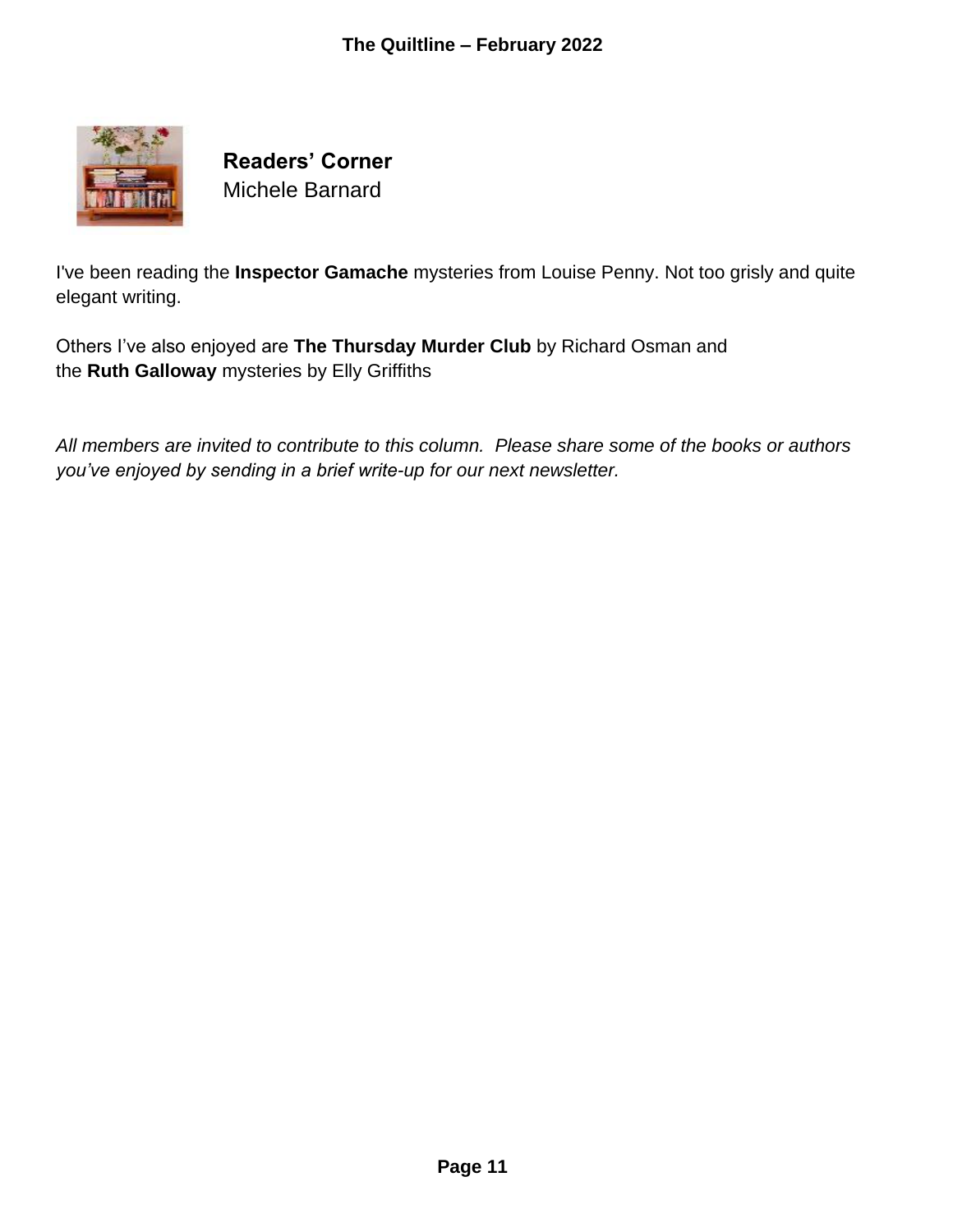## Readers' Corner

Michele Barnard

I've been reading the **Inspector Gamache** mysteries from Louise Penny. Not too grisly and quite elegant writing.

Others I've also enjoyed are **The Thursday Murder Club** by Richard Osman and the **Ruth Galloway** mysteries by Elly Griffiths

*All members are invited to contribute to this column. Please share some of the books or authors you've enjoyed by sending in a brief write-up for our next newsletter.*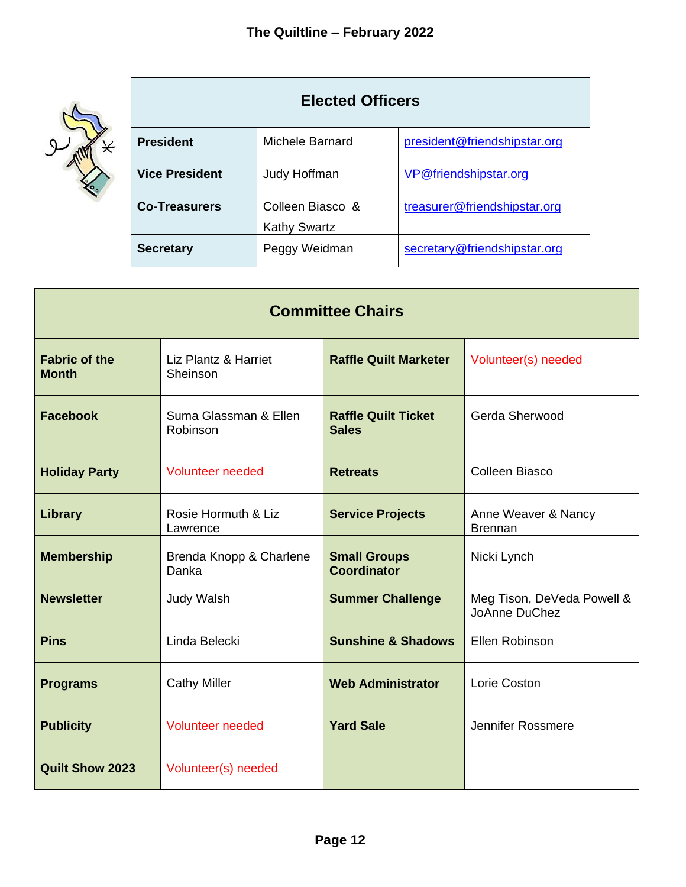| Elected Officers | | |
|---|---|---|
| **President** | Michele Barnard | president@friendshipstar.org |
| **Vice President** | Judy Hoffman | VP@friendshipstar.org |
| **Co-Treasurers** | Colleen Biasco & Kathy Swartz | treasurer@friendshipstar.org |
| **Secretary** | Peggy Weidman | secretary@friendshipstar.org |

| Committee Chairs | | | |
|---|---|---|---|
| **Fabric of the Month** | Liz Plantz & Harriet Sheinson | **Raffle Quilt Marketer** | Volunteer(s) needed |
| **Facebook** | Suma Glassman & Ellen Robinson | **Raffle Quilt Ticket Sales** | Gerda Sherwood |
| **Holiday Party** | Volunteer needed | **Retreats** | Colleen Biasco |
| **Library** | Rosie Hormuth & Liz Lawrence | **Service Projects** | Anne Weaver & Nancy Brennan |
| **Membership** | Brenda Knopp & Charlene Danka | **Small Groups Coordinator** | Nicki Lynch |
| **Newsletter** | Judy Walsh | **Summer Challenge** | Meg Tison, DeVeda Powell & JoAnne DuChez |
| **Pins** | Linda Belecki | **Sunshine & Shadows** | Ellen Robinson |
| **Programs** | Cathy Miller | **Web Administrator** | Lorie Coston |
| **Publicity** | Volunteer needed | **Yard Sale** | Jennifer Rossmere |
| **Quilt Show 2023** | Volunteer(s) needed | | |